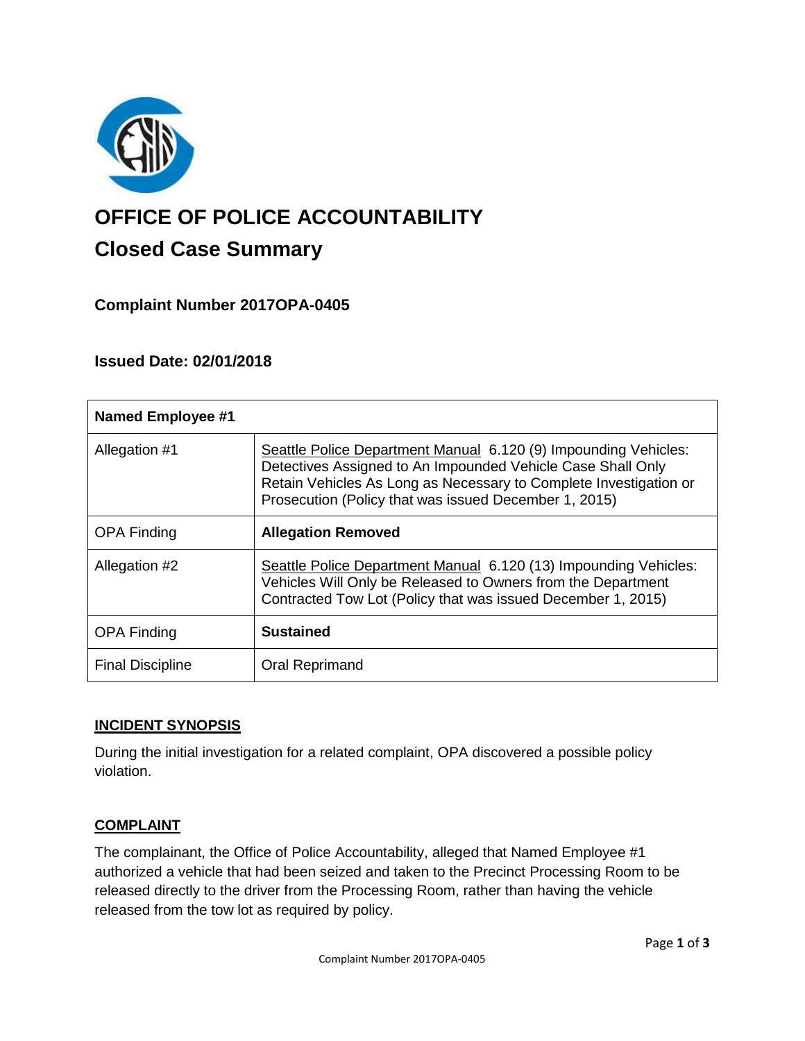# OFFICE OF POLICE ACCOUNTABILITY

## Closed Case Summary

### Complaint Number 2017OPA-0405

### Issued Date: 02/01/2018

| **Named Employee #1** | |
|---|---|
| Allegation #1 | Seattle Police Department Manual 6.120 (9) Impounding Vehicles: Detectives Assigned to An Impounded Vehicle Case Shall Only Retain Vehicles As Long as Necessary to Complete Investigation or Prosecution (Policy that was issued December 1, 2015) |
| OPA Finding | **Allegation Removed** |
| Allegation #2 | Seattle Police Department Manual 6.120 (13) Impounding Vehicles: Vehicles Will Only be Released to Owners from the Department Contracted Tow Lot (Policy that was issued December 1, 2015) |
| OPA Finding | **Sustained** |
| Final Discipline | Oral Reprimand |

### INCIDENT SYNOPSIS

During the initial investigation for a related complaint, OPA discovered a possible policy violation.

### COMPLAINT

The complainant, the Office of Police Accountability, alleged that Named Employee #1 authorized a vehicle that had been seized and taken to the Precinct Processing Room to be released directly to the driver from the Processing Room, rather than having the vehicle released from the tow lot as required by policy.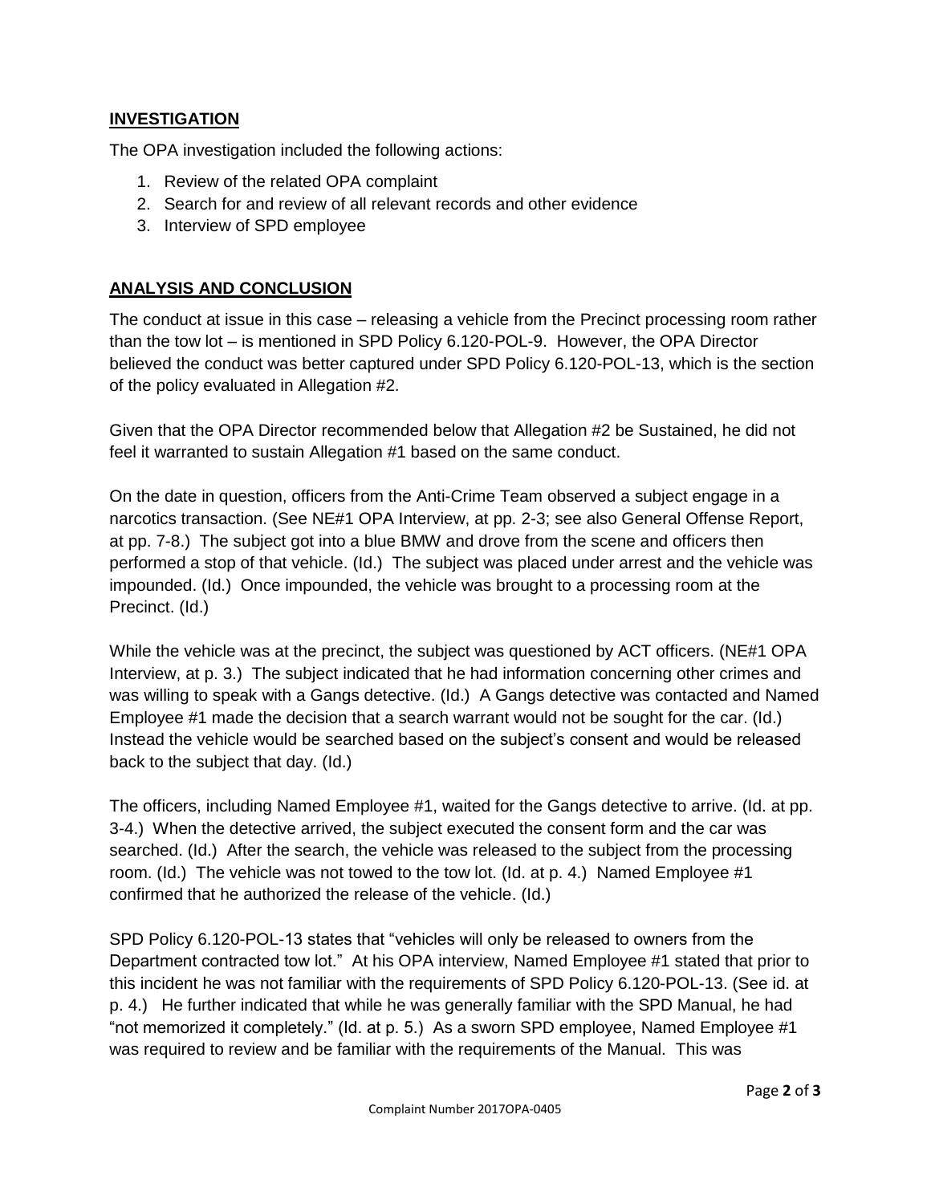## INVESTIGATION

The OPA investigation included the following actions:

1. Review of the related OPA complaint
2. Search for and review of all relevant records and other evidence
3. Interview of SPD employee

## ANALYSIS AND CONCLUSION

The conduct at issue in this case – releasing a vehicle from the Precinct processing room rather than the tow lot – is mentioned in SPD Policy 6.120-POL-9. However, the OPA Director believed the conduct was better captured under SPD Policy 6.120-POL-13, which is the section of the policy evaluated in Allegation #2.

Given that the OPA Director recommended below that Allegation #2 be Sustained, he did not feel it warranted to sustain Allegation #1 based on the same conduct.

On the date in question, officers from the Anti-Crime Team observed a subject engage in a narcotics transaction. (See NE#1 OPA Interview, at pp. 2-3; see also General Offense Report, at pp. 7-8.) The subject got into a blue BMW and drove from the scene and officers then performed a stop of that vehicle. (Id.) The subject was placed under arrest and the vehicle was impounded. (Id.) Once impounded, the vehicle was brought to a processing room at the Precinct. (Id.)

While the vehicle was at the precinct, the subject was questioned by ACT officers. (NE#1 OPA Interview, at p. 3.) The subject indicated that he had information concerning other crimes and was willing to speak with a Gangs detective. (Id.) A Gangs detective was contacted and Named Employee #1 made the decision that a search warrant would not be sought for the car. (Id.) Instead the vehicle would be searched based on the subject's consent and would be released back to the subject that day. (Id.)

The officers, including Named Employee #1, waited for the Gangs detective to arrive. (Id. at pp. 3-4.) When the detective arrived, the subject executed the consent form and the car was searched. (Id.) After the search, the vehicle was released to the subject from the processing room. (Id.) The vehicle was not towed to the tow lot. (Id. at p. 4.) Named Employee #1 confirmed that he authorized the release of the vehicle. (Id.)

SPD Policy 6.120-POL-13 states that "vehicles will only be released to owners from the Department contracted tow lot." At his OPA interview, Named Employee #1 stated that prior to this incident he was not familiar with the requirements of SPD Policy 6.120-POL-13. (See id. at p. 4.) He further indicated that while he was generally familiar with the SPD Manual, he had "not memorized it completely." (Id. at p. 5.) As a sworn SPD employee, Named Employee #1 was required to review and be familiar with the requirements of the Manual. This was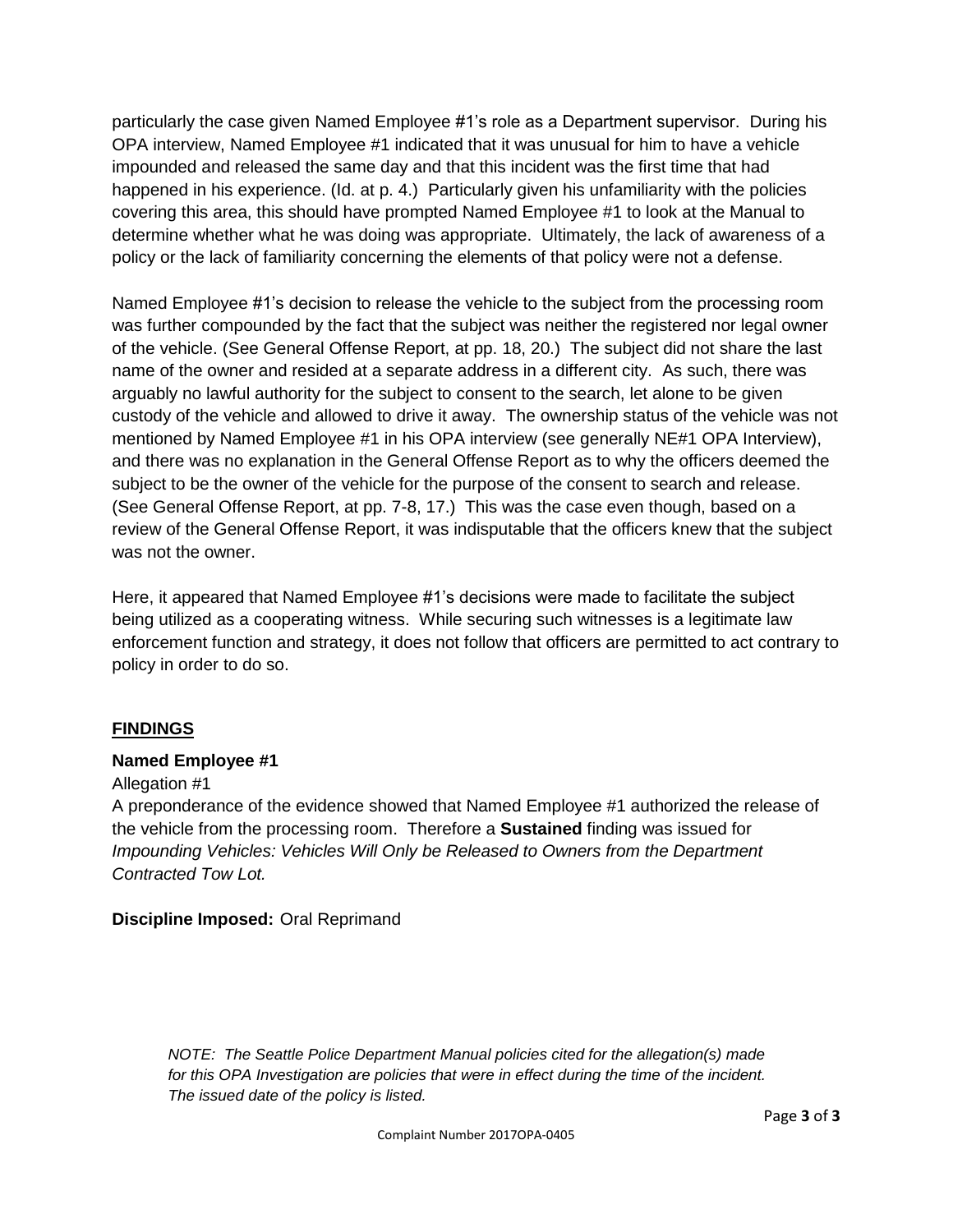particularly the case given Named Employee #1's role as a Department supervisor. During his OPA interview, Named Employee #1 indicated that it was unusual for him to have a vehicle impounded and released the same day and that this incident was the first time that had happened in his experience. (Id. at p. 4.) Particularly given his unfamiliarity with the policies covering this area, this should have prompted Named Employee #1 to look at the Manual to determine whether what he was doing was appropriate. Ultimately, the lack of awareness of a policy or the lack of familiarity concerning the elements of that policy were not a defense.

Named Employee #1's decision to release the vehicle to the subject from the processing room was further compounded by the fact that the subject was neither the registered nor legal owner of the vehicle. (See General Offense Report, at pp. 18, 20.) The subject did not share the last name of the owner and resided at a separate address in a different city. As such, there was arguably no lawful authority for the subject to consent to the search, let alone to be given custody of the vehicle and allowed to drive it away. The ownership status of the vehicle was not mentioned by Named Employee #1 in his OPA interview (see generally NE#1 OPA Interview), and there was no explanation in the General Offense Report as to why the officers deemed the subject to be the owner of the vehicle for the purpose of the consent to search and release. (See General Offense Report, at pp. 7-8, 17.) This was the case even though, based on a review of the General Offense Report, it was indisputable that the officers knew that the subject was not the owner.

Here, it appeared that Named Employee #1's decisions were made to facilitate the subject being utilized as a cooperating witness. While securing such witnesses is a legitimate law enforcement function and strategy, it does not follow that officers are permitted to act contrary to policy in order to do so.

## FINDINGS

**Named Employee #1**

Allegation #1

A preponderance of the evidence showed that Named Employee #1 authorized the release of the vehicle from the processing room. Therefore a **Sustained** finding was issued for *Impounding Vehicles: Vehicles Will Only be Released to Owners from the Department Contracted Tow Lot.*

**Discipline Imposed:** Oral Reprimand

*NOTE: The Seattle Police Department Manual policies cited for the allegation(s) made for this OPA Investigation are policies that were in effect during the time of the incident. The issued date of the policy is listed.*

Complaint Number 2017OPA-0405